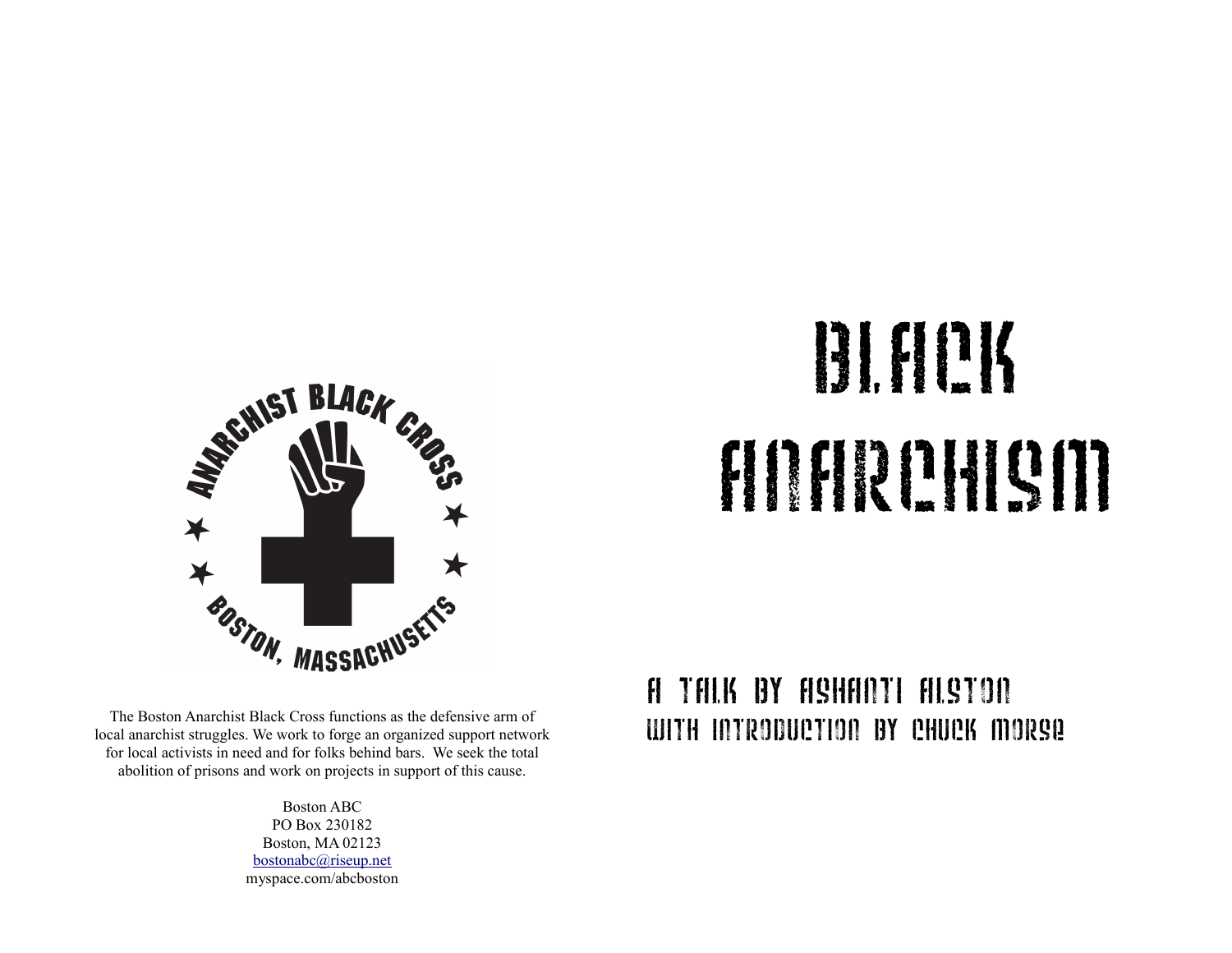ANARCHIST BLACK CROSS

BOSTON, MASSACHUSETTS

The Boston Anarchist Black Cross functions as the defensive arm of local anarchist struggles. We work to forge an organized support network for local activists in need and for folks behind bars. We seek the total abolition of prisons and work on projects in support of this cause.

Boston ABC
PO Box 230182
Boston, MA 02123
bostonabc@riseup.net
myspace.com/abcboston

# BLACK ANARCHISM

## A TALK BY ASHANTI ALSTON
## WITH INTRODUCTION BY CHUCK MORSE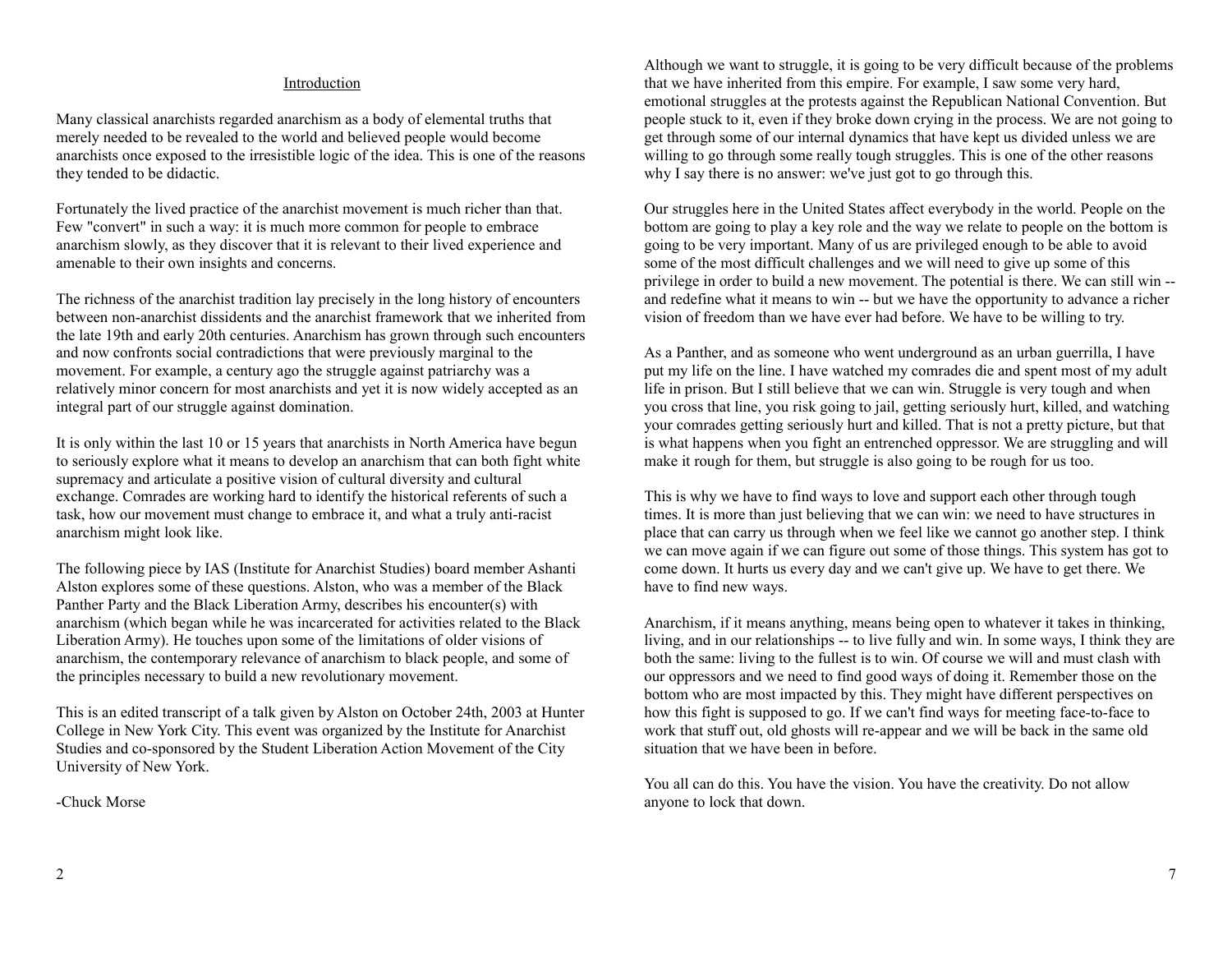## Introduction

Many classical anarchists regarded anarchism as a body of elemental truths that merely needed to be revealed to the world and believed people would become anarchists once exposed to the irresistible logic of the idea. This is one of the reasons they tended to be didactic.

Fortunately the lived practice of the anarchist movement is much richer than that. Few "convert" in such a way: it is much more common for people to embrace anarchism slowly, as they discover that it is relevant to their lived experience and amenable to their own insights and concerns.

The richness of the anarchist tradition lay precisely in the long history of encounters between non-anarchist dissidents and the anarchist framework that we inherited from the late 19th and early 20th centuries. Anarchism has grown through such encounters and now confronts social contradictions that were previously marginal to the movement. For example, a century ago the struggle against patriarchy was a relatively minor concern for most anarchists and yet it is now widely accepted as an integral part of our struggle against domination.

It is only within the last 10 or 15 years that anarchists in North America have begun to seriously explore what it means to develop an anarchism that can both fight white supremacy and articulate a positive vision of cultural diversity and cultural exchange. Comrades are working hard to identify the historical referents of such a task, how our movement must change to embrace it, and what a truly anti-racist anarchism might look like.

The following piece by IAS (Institute for Anarchist Studies) board member Ashanti Alston explores some of these questions. Alston, who was a member of the Black Panther Party and the Black Liberation Army, describes his encounter(s) with anarchism (which began while he was incarcerated for activities related to the Black Liberation Army). He touches upon some of the limitations of older visions of anarchism, the contemporary relevance of anarchism to black people, and some of the principles necessary to build a new revolutionary movement.

This is an edited transcript of a talk given by Alston on October 24th, 2003 at Hunter College in New York City. This event was organized by the Institute for Anarchist Studies and co-sponsored by the Student Liberation Action Movement of the City University of New York.

-Chuck Morse

Although we want to struggle, it is going to be very difficult because of the problems that we have inherited from this empire. For example, I saw some very hard, emotional struggles at the protests against the Republican National Convention. But people stuck to it, even if they broke down crying in the process. We are not going to get through some of our internal dynamics that have kept us divided unless we are willing to go through some really tough struggles. This is one of the other reasons why I say there is no answer: we've just got to go through this.

Our struggles here in the United States affect everybody in the world. People on the bottom are going to play a key role and the way we relate to people on the bottom is going to be very important. Many of us are privileged enough to be able to avoid some of the most difficult challenges and we will need to give up some of this privilege in order to build a new movement. The potential is there. We can still win -- and redefine what it means to win -- but we have the opportunity to advance a richer vision of freedom than we have ever had before. We have to be willing to try.

As a Panther, and as someone who went underground as an urban guerrilla, I have put my life on the line. I have watched my comrades die and spent most of my adult life in prison. But I still believe that we can win. Struggle is very tough and when you cross that line, you risk going to jail, getting seriously hurt, killed, and watching your comrades getting seriously hurt and killed. That is not a pretty picture, but that is what happens when you fight an entrenched oppressor. We are struggling and will make it rough for them, but struggle is also going to be rough for us too.

This is why we have to find ways to love and support each other through tough times. It is more than just believing that we can win: we need to have structures in place that can carry us through when we feel like we cannot go another step. I think we can move again if we can figure out some of those things. This system has got to come down. It hurts us every day and we can't give up. We have to get there. We have to find new ways.

Anarchism, if it means anything, means being open to whatever it takes in thinking, living, and in our relationships -- to live fully and win. In some ways, I think they are both the same: living to the fullest is to win. Of course we will and must clash with our oppressors and we need to find good ways of doing it. Remember those on the bottom who are most impacted by this. They might have different perspectives on how this fight is supposed to go. If we can't find ways for meeting face-to-face to work that stuff out, old ghosts will re-appear and we will be back in the same old situation that we have been in before.

You all can do this. You have the vision. You have the creativity. Do not allow anyone to lock that down.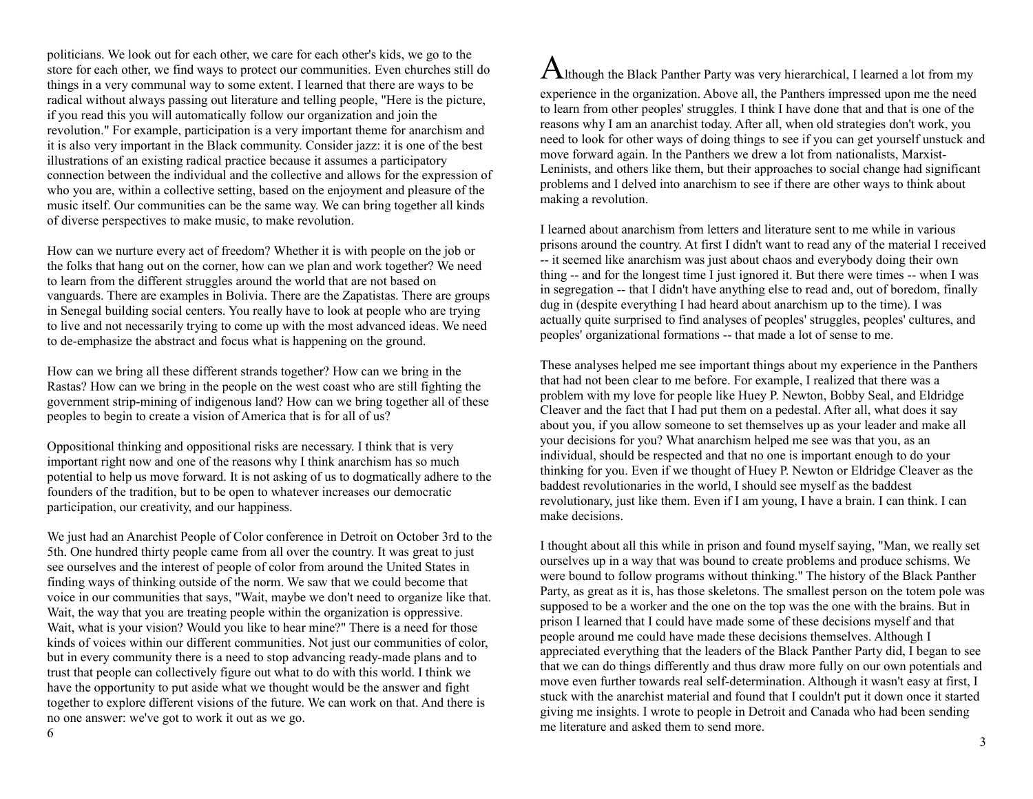politicians. We look out for each other, we care for each other's kids, we go to the store for each other, we find ways to protect our communities. Even churches still do things in a very communal way to some extent. I learned that there are ways to be radical without always passing out literature and telling people, "Here is the picture, if you read this you will automatically follow our organization and join the revolution." For example, participation is a very important theme for anarchism and it is also very important in the Black community. Consider jazz: it is one of the best illustrations of an existing radical practice because it assumes a participatory connection between the individual and the collective and allows for the expression of who you are, within a collective setting, based on the enjoyment and pleasure of the music itself. Our communities can be the same way. We can bring together all kinds of diverse perspectives to make music, to make revolution.

How can we nurture every act of freedom? Whether it is with people on the job or the folks that hang out on the corner, how can we plan and work together? We need to learn from the different struggles around the world that are not based on vanguards. There are examples in Bolivia. There are the Zapatistas. There are groups in Senegal building social centers. You really have to look at people who are trying to live and not necessarily trying to come up with the most advanced ideas. We need to de-emphasize the abstract and focus what is happening on the ground.

How can we bring all these different strands together? How can we bring in the Rastas? How can we bring in the people on the west coast who are still fighting the government strip-mining of indigenous land? How can we bring together all of these peoples to begin to create a vision of America that is for all of us?

Oppositional thinking and oppositional risks are necessary. I think that is very important right now and one of the reasons why I think anarchism has so much potential to help us move forward. It is not asking of us to dogmatically adhere to the founders of the tradition, but to be open to whatever increases our democratic participation, our creativity, and our happiness.

We just had an Anarchist People of Color conference in Detroit on October 3rd to the 5th. One hundred thirty people came from all over the country. It was great to just see ourselves and the interest of people of color from around the United States in finding ways of thinking outside of the norm. We saw that we could become that voice in our communities that says, "Wait, maybe we don't need to organize like that. Wait, the way that you are treating people within the organization is oppressive. Wait, what is your vision? Would you like to hear mine?" There is a need for those kinds of voices within our different communities. Not just our communities of color, but in every community there is a need to stop advancing ready-made plans and to trust that people can collectively figure out what to do with this world. I think we have the opportunity to put aside what we thought would be the answer and fight together to explore different visions of the future. We can work on that. And there is no one answer: we've got to work it out as we go.

Although the Black Panther Party was very hierarchical, I learned a lot from my experience in the organization. Above all, the Panthers impressed upon me the need to learn from other peoples' struggles. I think I have done that and that is one of the reasons why I am an anarchist today. After all, when old strategies don't work, you need to look for other ways of doing things to see if you can get yourself unstuck and move forward again. In the Panthers we drew a lot from nationalists, Marxist-Leninists, and others like them, but their approaches to social change had significant problems and I delved into anarchism to see if there are other ways to think about making a revolution.

I learned about anarchism from letters and literature sent to me while in various prisons around the country. At first I didn't want to read any of the material I received -- it seemed like anarchism was just about chaos and everybody doing their own thing -- and for the longest time I just ignored it. But there were times -- when I was in segregation -- that I didn't have anything else to read and, out of boredom, finally dug in (despite everything I had heard about anarchism up to the time). I was actually quite surprised to find analyses of peoples' struggles, peoples' cultures, and peoples' organizational formations -- that made a lot of sense to me.

These analyses helped me see important things about my experience in the Panthers that had not been clear to me before. For example, I realized that there was a problem with my love for people like Huey P. Newton, Bobby Seal, and Eldridge Cleaver and the fact that I had put them on a pedestal. After all, what does it say about you, if you allow someone to set themselves up as your leader and make all your decisions for you? What anarchism helped me see was that you, as an individual, should be respected and that no one is important enough to do your thinking for you. Even if we thought of Huey P. Newton or Eldridge Cleaver as the baddest revolutionaries in the world, I should see myself as the baddest revolutionary, just like them. Even if I am young, I have a brain. I can think. I can make decisions.

I thought about all this while in prison and found myself saying, "Man, we really set ourselves up in a way that was bound to create problems and produce schisms. We were bound to follow programs without thinking." The history of the Black Panther Party, as great as it is, has those skeletons. The smallest person on the totem pole was supposed to be a worker and the one on the top was the one with the brains. But in prison I learned that I could have made some of these decisions myself and that people around me could have made these decisions themselves. Although I appreciated everything that the leaders of the Black Panther Party did, I began to see that we can do things differently and thus draw more fully on our own potentials and move even further towards real self-determination. Although it wasn't easy at first, I stuck with the anarchist material and found that I couldn't put it down once it started giving me insights. I wrote to people in Detroit and Canada who had been sending me literature and asked them to send more.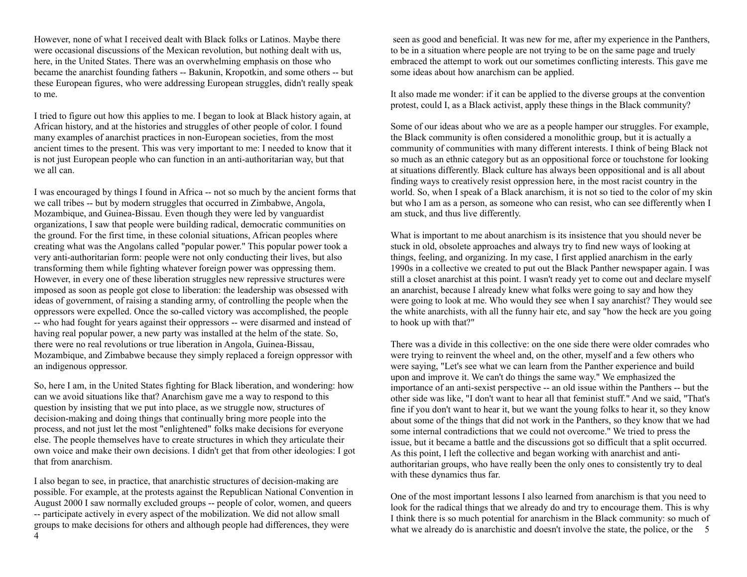However, none of what I received dealt with Black folks or Latinos. Maybe there were occasional discussions of the Mexican revolution, but nothing dealt with us, here, in the United States. There was an overwhelming emphasis on those who became the anarchist founding fathers -- Bakunin, Kropotkin, and some others -- but these European figures, who were addressing European struggles, didn't really speak to me.

I tried to figure out how this applies to me. I began to look at Black history again, at African history, and at the histories and struggles of other people of color. I found many examples of anarchist practices in non-European societies, from the most ancient times to the present. This was very important to me: I needed to know that it is not just European people who can function in an anti-authoritarian way, but that we all can.

I was encouraged by things I found in Africa -- not so much by the ancient forms that we call tribes -- but by modern struggles that occurred in Zimbabwe, Angola, Mozambique, and Guinea-Bissau. Even though they were led by vanguardist organizations, I saw that people were building radical, democratic communities on the ground. For the first time, in these colonial situations, African peoples where creating what was the Angolans called "popular power." This popular power took a very anti-authoritarian form: people were not only conducting their lives, but also transforming them while fighting whatever foreign power was oppressing them. However, in every one of these liberation struggles new repressive structures were imposed as soon as people got close to liberation: the leadership was obsessed with ideas of government, of raising a standing army, of controlling the people when the oppressors were expelled. Once the so-called victory was accomplished, the people -- who had fought for years against their oppressors -- were disarmed and instead of having real popular power, a new party was installed at the helm of the state. So, there were no real revolutions or true liberation in Angola, Guinea-Bissau, Mozambique, and Zimbabwe because they simply replaced a foreign oppressor with an indigenous oppressor.

So, here I am, in the United States fighting for Black liberation, and wondering: how can we avoid situations like that? Anarchism gave me a way to respond to this question by insisting that we put into place, as we struggle now, structures of decision-making and doing things that continually bring more people into the process, and not just let the most "enlightened" folks make decisions for everyone else. The people themselves have to create structures in which they articulate their own voice and make their own decisions. I didn't get that from other ideologies: I got that from anarchism.

I also began to see, in practice, that anarchistic structures of decision-making are possible. For example, at the protests against the Republican National Convention in August 2000 I saw normally excluded groups -- people of color, women, and queers -- participate actively in every aspect of the mobilization. We did not allow small groups to make decisions for others and although people had differences, they were seen as good and beneficial. It was new for me, after my experience in the Panthers, to be in a situation where people are not trying to be on the same page and truely embraced the attempt to work out our sometimes conflicting interests. This gave me some ideas about how anarchism can be applied.

It also made me wonder: if it can be applied to the diverse groups at the convention protest, could I, as a Black activist, apply these things in the Black community?

Some of our ideas about who we are as a people hamper our struggles. For example, the Black community is often considered a monolithic group, but it is actually a community of communities with many different interests. I think of being Black not so much as an ethnic category but as an oppositional force or touchstone for looking at situations differently. Black culture has always been oppositional and is all about finding ways to creatively resist oppression here, in the most racist country in the world. So, when I speak of a Black anarchism, it is not so tied to the color of my skin but who I am as a person, as someone who can resist, who can see differently when I am stuck, and thus live differently.

What is important to me about anarchism is its insistence that you should never be stuck in old, obsolete approaches and always try to find new ways of looking at things, feeling, and organizing. In my case, I first applied anarchism in the early 1990s in a collective we created to put out the Black Panther newspaper again. I was still a closet anarchist at this point. I wasn't ready yet to come out and declare myself an anarchist, because I already knew what folks were going to say and how they were going to look at me. Who would they see when I say anarchist? They would see the white anarchists, with all the funny hair etc, and say "how the heck are you going to hook up with that?"

There was a divide in this collective: on the one side there were older comrades who were trying to reinvent the wheel and, on the other, myself and a few others who were saying, "Let's see what we can learn from the Panther experience and build upon and improve it. We can't do things the same way." We emphasized the importance of an anti-sexist perspective -- an old issue within the Panthers -- but the other side was like, "I don't want to hear all that feminist stuff." And we said, "That's fine if you don't want to hear it, but we want the young folks to hear it, so they know about some of the things that did not work in the Panthers, so they know that we had some internal contradictions that we could not overcome." We tried to press the issue, but it became a battle and the discussions got so difficult that a split occurred. As this point, I left the collective and began working with anarchist and anti-authoritarian groups, who have really been the only ones to consistently try to deal with these dynamics thus far.

One of the most important lessons I also learned from anarchism is that you need to look for the radical things that we already do and try to encourage them. This is why I think there is so much potential for anarchism in the Black community: so much of what we already do is anarchistic and doesn't involve the state, the police, or the